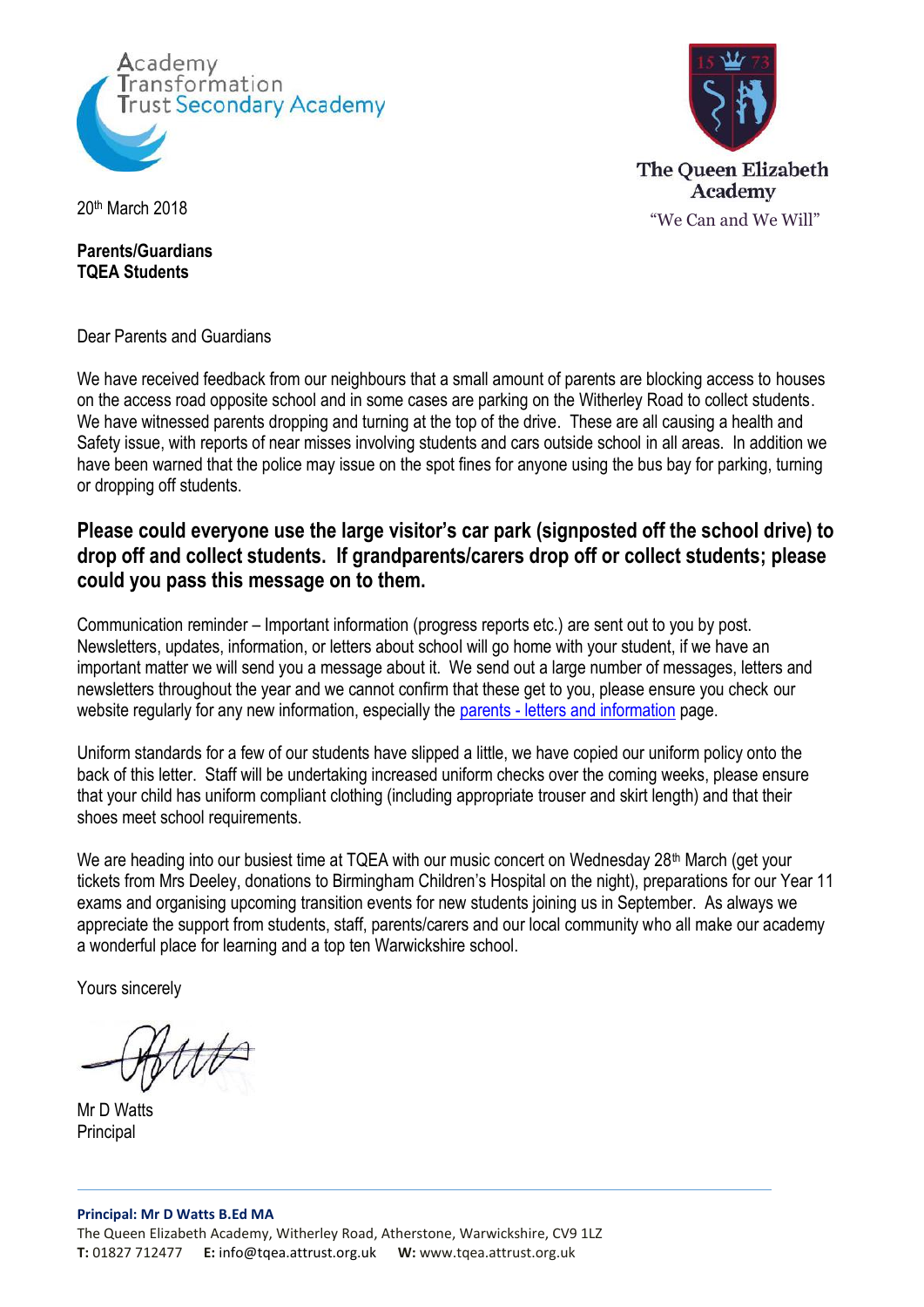Academy Transformation Trust Secondary Academy

The Queen Elizabeth Academy

"We Can and We Will"

20th March 2018

**Parents/Guardians**
**TQEA Students**

Dear Parents and Guardians

We have received feedback from our neighbours that a small amount of parents are blocking access to houses on the access road opposite school and in some cases are parking on the Witherley Road to collect students. We have witnessed parents dropping and turning at the top of the drive. These are all causing a health and Safety issue, with reports of near misses involving students and cars outside school in all areas. In addition we have been warned that the police may issue on the spot fines for anyone using the bus bay for parking, turning or dropping off students.

**Please could everyone use the large visitor's car park (signposted off the school drive) to drop off and collect students. If grandparents/carers drop off or collect students; please could you pass this message on to them.**

Communication reminder – Important information (progress reports etc.) are sent out to you by post. Newsletters, updates, information, or letters about school will go home with your student, if we have an important matter we will send you a message about it. We send out a large number of messages, letters and newsletters throughout the year and we cannot confirm that these get to you, please ensure you check our website regularly for any new information, especially the parents - letters and information page.

Uniform standards for a few of our students have slipped a little, we have copied our uniform policy onto the back of this letter. Staff will be undertaking increased uniform checks over the coming weeks, please ensure that your child has uniform compliant clothing (including appropriate trouser and skirt length) and that their shoes meet school requirements.

We are heading into our busiest time at TQEA with our music concert on Wednesday 28th March (get your tickets from Mrs Deeley, donations to Birmingham Children's Hospital on the night), preparations for our Year 11 exams and organising upcoming transition events for new students joining us in September. As always we appreciate the support from students, staff, parents/carers and our local community who all make our academy a wonderful place for learning and a top ten Warwickshire school.

Yours sincerely

Mr D Watts
Principal

**Principal: Mr D Watts B.Ed MA**
The Queen Elizabeth Academy, Witherley Road, Atherstone, Warwickshire, CV9 1LZ
**T:** 01827 712477 **E:** info@tqea.attrust.org.uk **W:** www.tqea.attrust.org.uk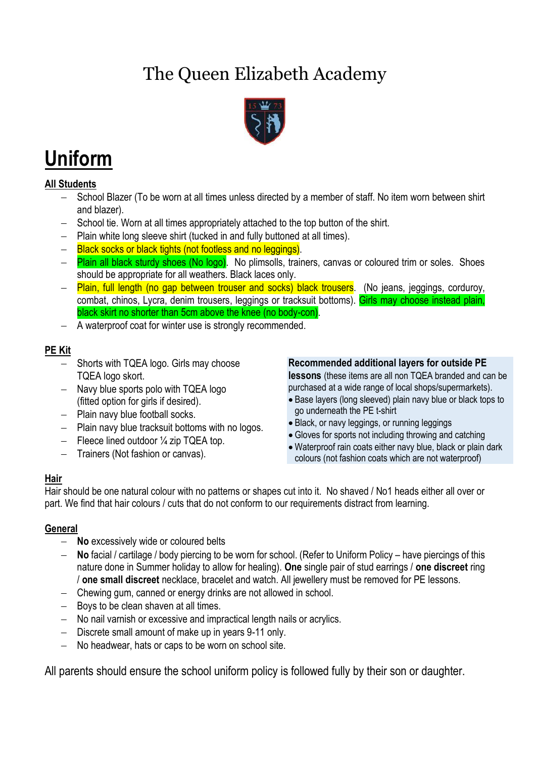# The Queen Elizabeth Academy

## Uniform

### All Students

- School Blazer (To be worn at all times unless directed by a member of staff. No item worn between shirt and blazer).
- School tie. Worn at all times appropriately attached to the top button of the shirt.
- Plain white long sleeve shirt (tucked in and fully buttoned at all times).
- Black socks or black tights (not footless and no leggings).
- Plain all black sturdy shoes (No logo). No plimsolls, trainers, canvas or coloured trim or soles. Shoes should be appropriate for all weathers. Black laces only.
- Plain, full length (no gap between trouser and socks) black trousers. (No jeans, jeggings, corduroy, combat, chinos, Lycra, denim trousers, leggings or tracksuit bottoms). Girls may choose instead plain, black skirt no shorter than 5cm above the knee (no body-con).
- A waterproof coat for winter use is strongly recommended.

### PE Kit

- Shorts with TQEA logo. Girls may choose TQEA logo skort.
- Navy blue sports polo with TQEA logo (fitted option for girls if desired).
- Plain navy blue football socks.
- Plain navy blue tracksuit bottoms with no logos.
- Fleece lined outdoor ¼ zip TQEA top.
- Trainers (Not fashion or canvas).

**Recommended additional layers for outside PE lessons** (these items are all non TQEA branded and can be purchased at a wide range of local shops/supermarkets).

- Base layers (long sleeved) plain navy blue or black tops to go underneath the PE t-shirt
- Black, or navy leggings, or running leggings
- Gloves for sports not including throwing and catching
- Waterproof rain coats either navy blue, black or plain dark colours (not fashion coats which are not waterproof)

### Hair

Hair should be one natural colour with no patterns or shapes cut into it. No shaved / No1 heads either all over or part. We find that hair colours / cuts that do not conform to our requirements distract from learning.

### General

- **No** excessively wide or coloured belts
- **No** facial / cartilage / body piercing to be worn for school. (Refer to Uniform Policy – have piercings of this nature done in Summer holiday to allow for healing). **One** single pair of stud earrings / **one discreet** ring / **one small discreet** necklace, bracelet and watch. All jewellery must be removed for PE lessons.
- Chewing gum, canned or energy drinks are not allowed in school.
- Boys to be clean shaven at all times.
- No nail varnish or excessive and impractical length nails or acrylics.
- Discrete small amount of make up in years 9-11 only.
- No headwear, hats or caps to be worn on school site.

All parents should ensure the school uniform policy is followed fully by their son or daughter.